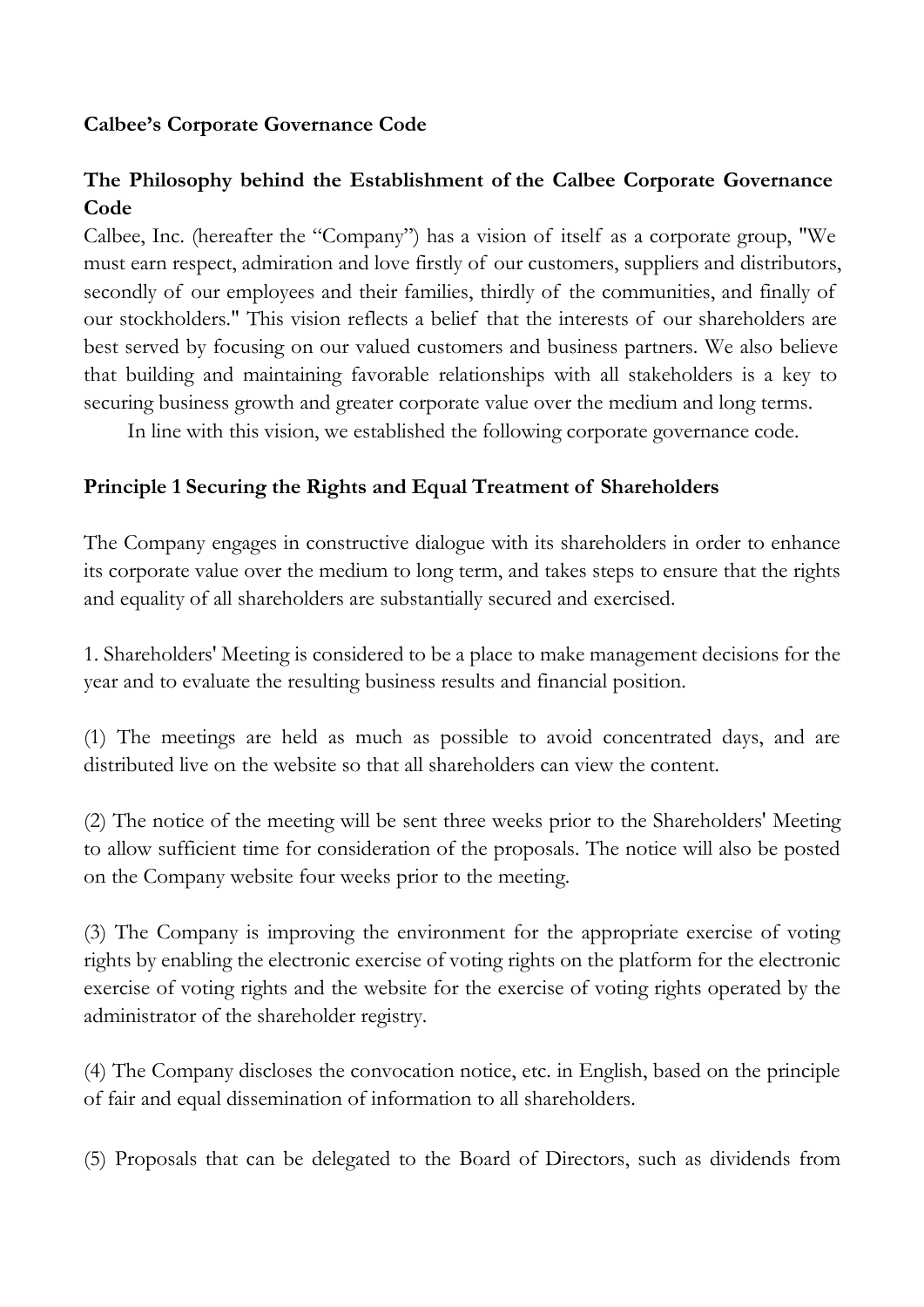**Calbee's Corporate Governance Code**

## The Philosophy behind the Establishment of the Calbee Corporate Governance Code

Calbee, Inc. (hereafter the "Company") has a vision of itself as a corporate group, "We must earn respect, admiration and love firstly of our customers, suppliers and distributors, secondly of our employees and their families, thirdly of the communities, and finally of our stockholders." This vision reflects a belief that the interests of our shareholders are best served by focusing on our valued customers and business partners. We also believe that building and maintaining favorable relationships with all stakeholders is a key to securing business growth and greater corporate value over the medium and long terms.

In line with this vision, we established the following corporate governance code.

## Principle 1 Securing the Rights and Equal Treatment of Shareholders

The Company engages in constructive dialogue with its shareholders in order to enhance its corporate value over the medium to long term, and takes steps to ensure that the rights and equality of all shareholders are substantially secured and exercised.

1. Shareholders' Meeting is considered to be a place to make management decisions for the year and to evaluate the resulting business results and financial position.

(1) The meetings are held as much as possible to avoid concentrated days, and are distributed live on the website so that all shareholders can view the content.

(2) The notice of the meeting will be sent three weeks prior to the Shareholders' Meeting to allow sufficient time for consideration of the proposals. The notice will also be posted on the Company website four weeks prior to the meeting.

(3) The Company is improving the environment for the appropriate exercise of voting rights by enabling the electronic exercise of voting rights on the platform for the electronic exercise of voting rights and the website for the exercise of voting rights operated by the administrator of the shareholder registry.

(4) The Company discloses the convocation notice, etc. in English, based on the principle of fair and equal dissemination of information to all shareholders.

(5) Proposals that can be delegated to the Board of Directors, such as dividends from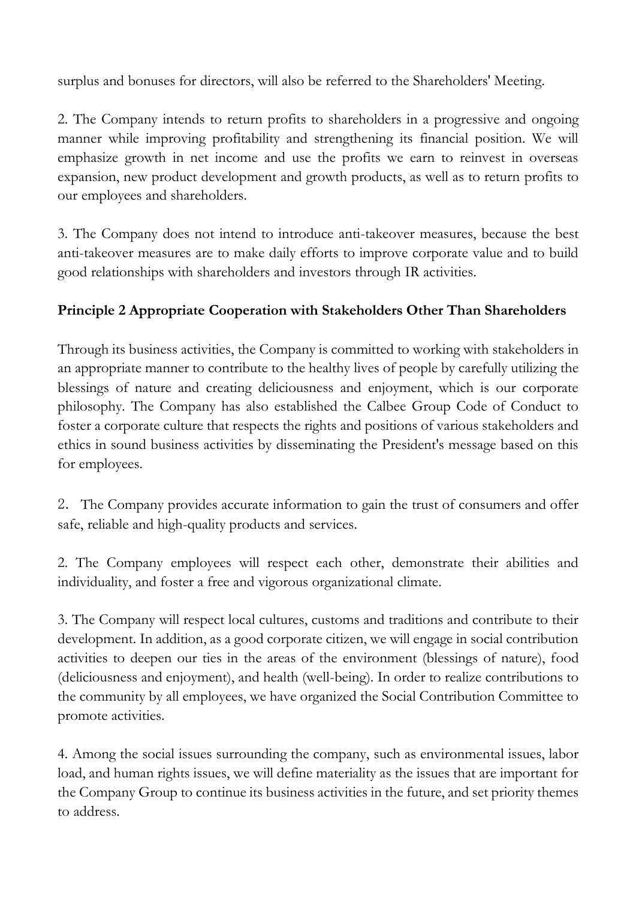surplus and bonuses for directors, will also be referred to the Shareholders' Meeting.

2. The Company intends to return profits to shareholders in a progressive and ongoing manner while improving profitability and strengthening its financial position. We will emphasize growth in net income and use the profits we earn to reinvest in overseas expansion, new product development and growth products, as well as to return profits to our employees and shareholders.

3. The Company does not intend to introduce anti-takeover measures, because the best anti-takeover measures are to make daily efforts to improve corporate value and to build good relationships with shareholders and investors through IR activities.

**Principle 2 Appropriate Cooperation with Stakeholders Other Than Shareholders**

Through its business activities, the Company is committed to working with stakeholders in an appropriate manner to contribute to the healthy lives of people by carefully utilizing the blessings of nature and creating deliciousness and enjoyment, which is our corporate philosophy. The Company has also established the Calbee Group Code of Conduct to foster a corporate culture that respects the rights and positions of various stakeholders and ethics in sound business activities by disseminating the President's message based on this for employees.

2. The Company provides accurate information to gain the trust of consumers and offer safe, reliable and high-quality products and services.

2. The Company employees will respect each other, demonstrate their abilities and individuality, and foster a free and vigorous organizational climate.

3. The Company will respect local cultures, customs and traditions and contribute to their development. In addition, as a good corporate citizen, we will engage in social contribution activities to deepen our ties in the areas of the environment (blessings of nature), food (deliciousness and enjoyment), and health (well-being). In order to realize contributions to the community by all employees, we have organized the Social Contribution Committee to promote activities.

4. Among the social issues surrounding the company, such as environmental issues, labor load, and human rights issues, we will define materiality as the issues that are important for the Company Group to continue its business activities in the future, and set priority themes to address.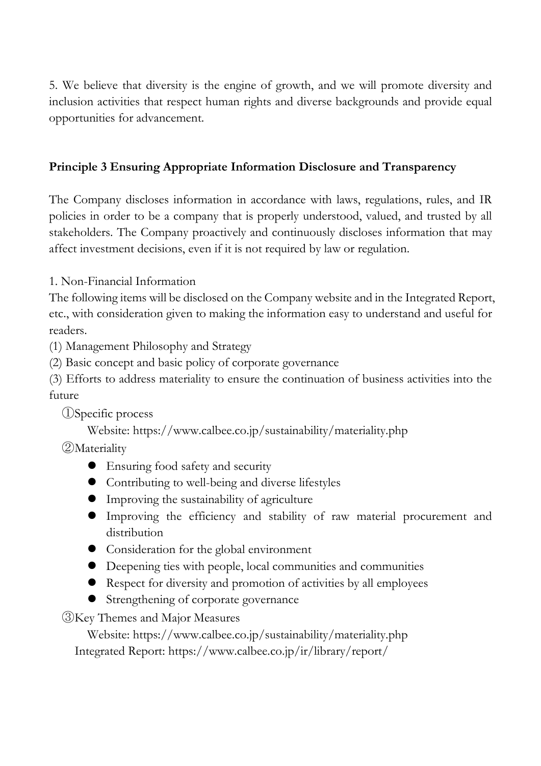5. We believe that diversity is the engine of growth, and we will promote diversity and inclusion activities that respect human rights and diverse backgrounds and provide equal opportunities for advancement.

## Principle 3 Ensuring Appropriate Information Disclosure and Transparency

The Company discloses information in accordance with laws, regulations, rules, and IR policies in order to be a company that is properly understood, valued, and trusted by all stakeholders. The Company proactively and continuously discloses information that may affect investment decisions, even if it is not required by law or regulation.

1. Non-Financial Information

The following items will be disclosed on the Company website and in the Integrated Report, etc., with consideration given to making the information easy to understand and useful for readers.

(1) Management Philosophy and Strategy

(2) Basic concept and basic policy of corporate governance

(3) Efforts to address materiality to ensure the continuation of business activities into the future

①Specific process

Website: https://www.calbee.co.jp/sustainability/materiality.php

②Materiality

- Ensuring food safety and security
- Contributing to well-being and diverse lifestyles
- Improving the sustainability of agriculture
- Improving the efficiency and stability of raw material procurement and distribution
- Consideration for the global environment
- Deepening ties with people, local communities and communities
- Respect for diversity and promotion of activities by all employees
- Strengthening of corporate governance

③Key Themes and Major Measures

Website: https://www.calbee.co.jp/sustainability/materiality.php

Integrated Report: https://www.calbee.co.jp/ir/library/report/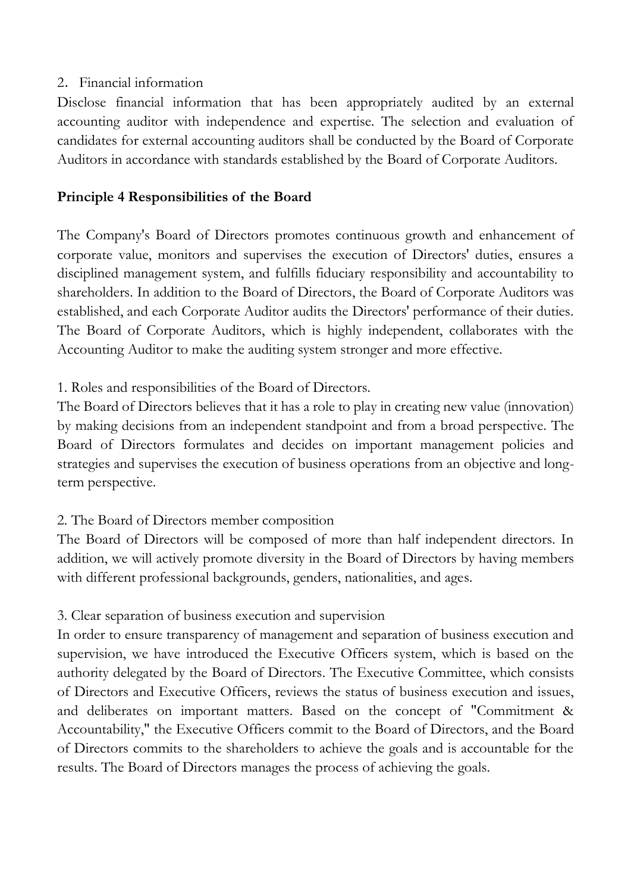2. Financial information

Disclose financial information that has been appropriately audited by an external accounting auditor with independence and expertise. The selection and evaluation of candidates for external accounting auditors shall be conducted by the Board of Corporate Auditors in accordance with standards established by the Board of Corporate Auditors.

**Principle 4 Responsibilities of the Board**

The Company's Board of Directors promotes continuous growth and enhancement of corporate value, monitors and supervises the execution of Directors' duties, ensures a disciplined management system, and fulfills fiduciary responsibility and accountability to shareholders. In addition to the Board of Directors, the Board of Corporate Auditors was established, and each Corporate Auditor audits the Directors' performance of their duties. The Board of Corporate Auditors, which is highly independent, collaborates with the Accounting Auditor to make the auditing system stronger and more effective.

1. Roles and responsibilities of the Board of Directors.

The Board of Directors believes that it has a role to play in creating new value (innovation) by making decisions from an independent standpoint and from a broad perspective. The Board of Directors formulates and decides on important management policies and strategies and supervises the execution of business operations from an objective and long-term perspective.

2. The Board of Directors member composition

The Board of Directors will be composed of more than half independent directors. In addition, we will actively promote diversity in the Board of Directors by having members with different professional backgrounds, genders, nationalities, and ages.

3. Clear separation of business execution and supervision

In order to ensure transparency of management and separation of business execution and supervision, we have introduced the Executive Officers system, which is based on the authority delegated by the Board of Directors. The Executive Committee, which consists of Directors and Executive Officers, reviews the status of business execution and issues, and deliberates on important matters. Based on the concept of "Commitment & Accountability," the Executive Officers commit to the Board of Directors, and the Board of Directors commits to the shareholders to achieve the goals and is accountable for the results. The Board of Directors manages the process of achieving the goals.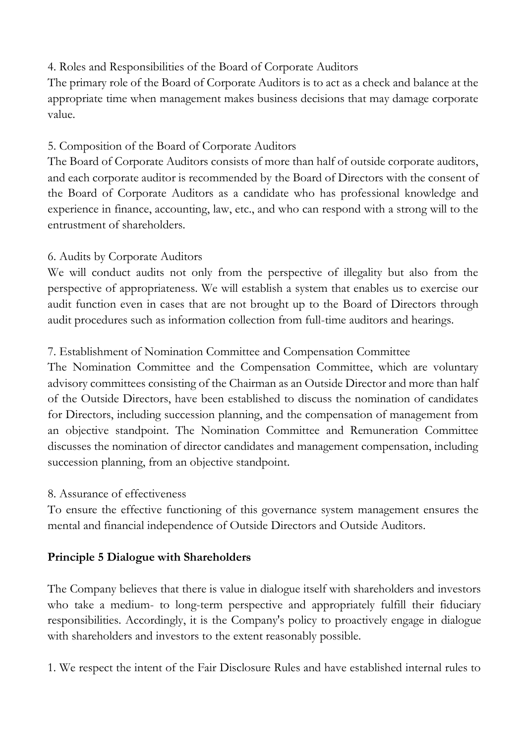4. Roles and Responsibilities of the Board of Corporate Auditors

The primary role of the Board of Corporate Auditors is to act as a check and balance at the appropriate time when management makes business decisions that may damage corporate value.

5. Composition of the Board of Corporate Auditors

The Board of Corporate Auditors consists of more than half of outside corporate auditors, and each corporate auditor is recommended by the Board of Directors with the consent of the Board of Corporate Auditors as a candidate who has professional knowledge and experience in finance, accounting, law, etc., and who can respond with a strong will to the entrustment of shareholders.

6. Audits by Corporate Auditors

We will conduct audits not only from the perspective of illegality but also from the perspective of appropriateness. We will establish a system that enables us to exercise our audit function even in cases that are not brought up to the Board of Directors through audit procedures such as information collection from full-time auditors and hearings.

7. Establishment of Nomination Committee and Compensation Committee

The Nomination Committee and the Compensation Committee, which are voluntary advisory committees consisting of the Chairman as an Outside Director and more than half of the Outside Directors, have been established to discuss the nomination of candidates for Directors, including succession planning, and the compensation of management from an objective standpoint. The Nomination Committee and Remuneration Committee discusses the nomination of director candidates and management compensation, including succession planning, from an objective standpoint.

8. Assurance of effectiveness

To ensure the effective functioning of this governance system management ensures the mental and financial independence of Outside Directors and Outside Auditors.

**Principle 5 Dialogue with Shareholders**

The Company believes that there is value in dialogue itself with shareholders and investors who take a medium- to long-term perspective and appropriately fulfill their fiduciary responsibilities. Accordingly, it is the Company's policy to proactively engage in dialogue with shareholders and investors to the extent reasonably possible.

1. We respect the intent of the Fair Disclosure Rules and have established internal rules to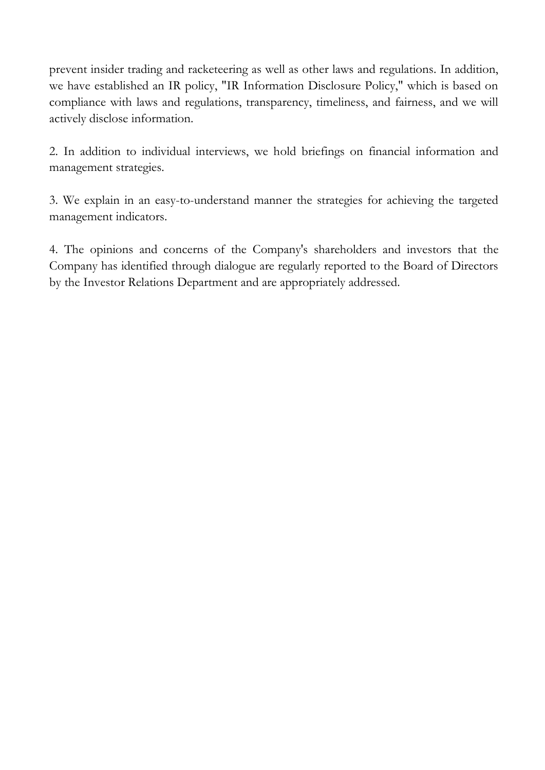prevent insider trading and racketeering as well as other laws and regulations. In addition, we have established an IR policy, "IR Information Disclosure Policy," which is based on compliance with laws and regulations, transparency, timeliness, and fairness, and we will actively disclose information.

2. In addition to individual interviews, we hold briefings on financial information and management strategies.

3. We explain in an easy-to-understand manner the strategies for achieving the targeted management indicators.

4. The opinions and concerns of the Company's shareholders and investors that the Company has identified through dialogue are regularly reported to the Board of Directors by the Investor Relations Department and are appropriately addressed.